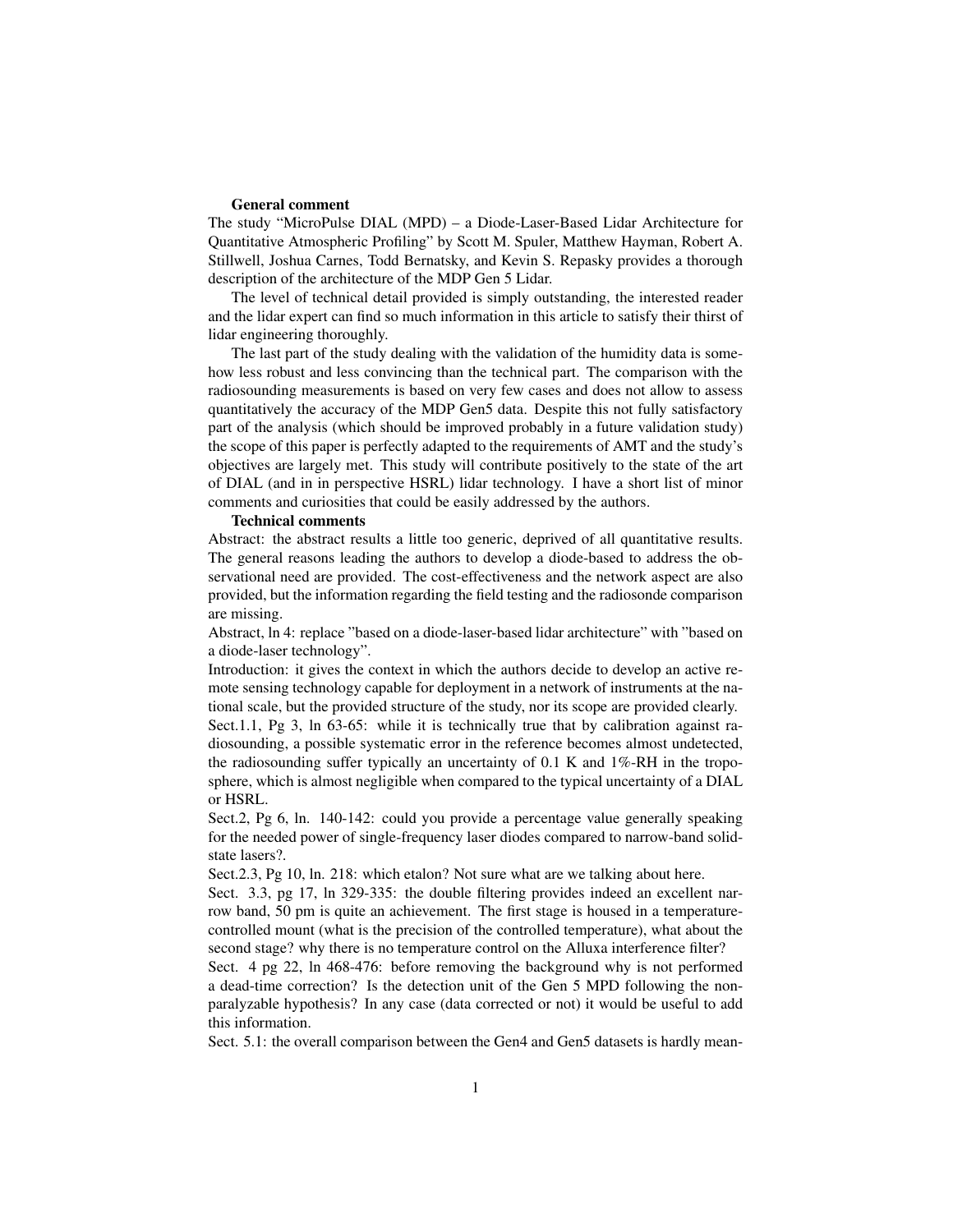**General comment**

The study "MicroPulse DIAL (MPD) – a Diode-Laser-Based Lidar Architecture for Quantitative Atmospheric Profiling" by Scott M. Spuler, Matthew Hayman, Robert A. Stillwell, Joshua Carnes, Todd Bernatsky, and Kevin S. Repasky provides a thorough description of the architecture of the MDP Gen 5 Lidar.

The level of technical detail provided is simply outstanding, the interested reader and the lidar expert can find so much information in this article to satisfy their thirst of lidar engineering thoroughly.

The last part of the study dealing with the validation of the humidity data is somehow less robust and less convincing than the technical part. The comparison with the radiosounding measurements is based on very few cases and does not allow to assess quantitatively the accuracy of the MDP Gen5 data. Despite this not fully satisfactory part of the analysis (which should be improved probably in a future validation study) the scope of this paper is perfectly adapted to the requirements of AMT and the study's objectives are largely met. This study will contribute positively to the state of the art of DIAL (and in in perspective HSRL) lidar technology. I have a short list of minor comments and curiosities that could be easily addressed by the authors.

**Technical comments**

Abstract: the abstract results a little too generic, deprived of all quantitative results. The general reasons leading the authors to develop a diode-based to address the observational need are provided. The cost-effectiveness and the network aspect are also provided, but the information regarding the field testing and the radiosonde comparison are missing.

Abstract, ln 4: replace "based on a diode-laser-based lidar architecture" with "based on a diode-laser technology".

Introduction: it gives the context in which the authors decide to develop an active remote sensing technology capable for deployment in a network of instruments at the national scale, but the provided structure of the study, nor its scope are provided clearly.

Sect.1.1, Pg 3, ln 63-65: while it is technically true that by calibration against radiosounding, a possible systematic error in the reference becomes almost undetected, the radiosounding suffer typically an uncertainty of 0.1 K and 1%-RH in the troposphere, which is almost negligible when compared to the typical uncertainty of a DIAL or HSRL.

Sect.2, Pg 6, ln. 140-142: could you provide a percentage value generally speaking for the needed power of single-frequency laser diodes compared to narrow-band solid-state lasers?.

Sect.2.3, Pg 10, ln. 218: which etalon? Not sure what are we talking about here.

Sect. 3.3, pg 17, ln 329-335: the double filtering provides indeed an excellent narrow band, 50 pm is quite an achievement. The first stage is housed in a temperature-controlled mount (what is the precision of the controlled temperature), what about the second stage? why there is no temperature control on the Alluxa interference filter?

Sect. 4 pg 22, ln 468-476: before removing the background why is not performed a dead-time correction? Is the detection unit of the Gen 5 MPD following the non-paralyzable hypothesis? In any case (data corrected or not) it would be useful to add this information.

Sect. 5.1: the overall comparison between the Gen4 and Gen5 datasets is hardly mean-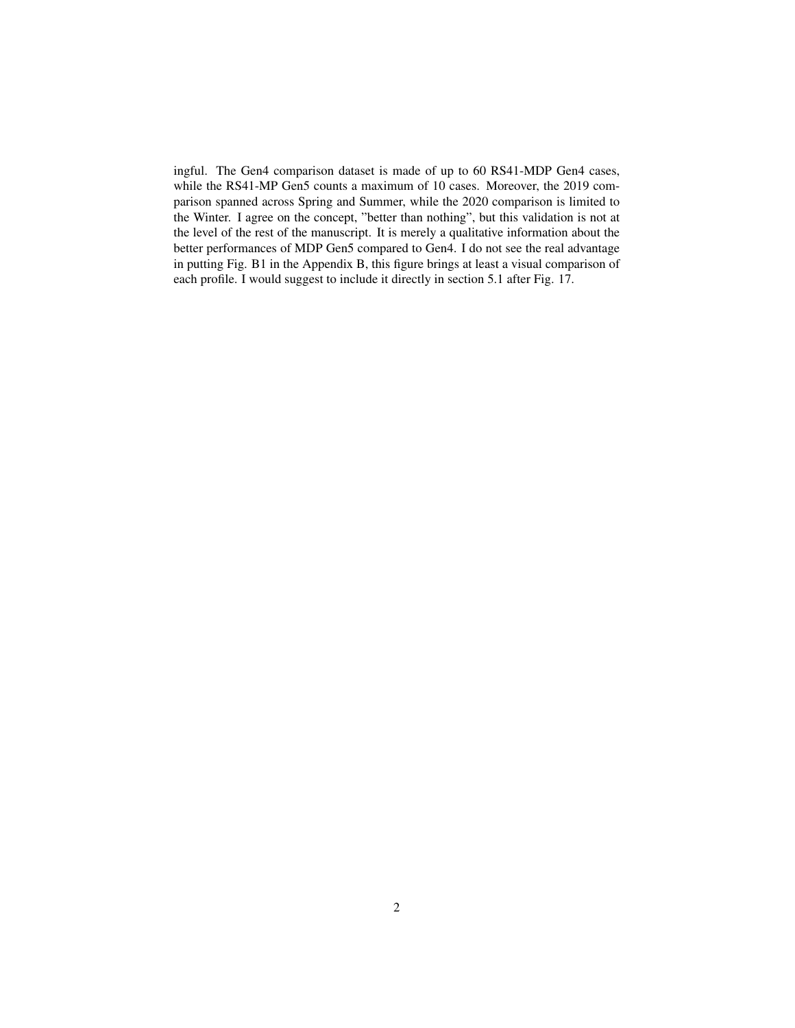ingful. The Gen4 comparison dataset is made of up to 60 RS41-MDP Gen4 cases, while the RS41-MP Gen5 counts a maximum of 10 cases. Moreover, the 2019 comparison spanned across Spring and Summer, while the 2020 comparison is limited to the Winter. I agree on the concept, "better than nothing", but this validation is not at the level of the rest of the manuscript. It is merely a qualitative information about the better performances of MDP Gen5 compared to Gen4. I do not see the real advantage in putting Fig. B1 in the Appendix B, this figure brings at least a visual comparison of each profile. I would suggest to include it directly in section 5.1 after Fig. 17.